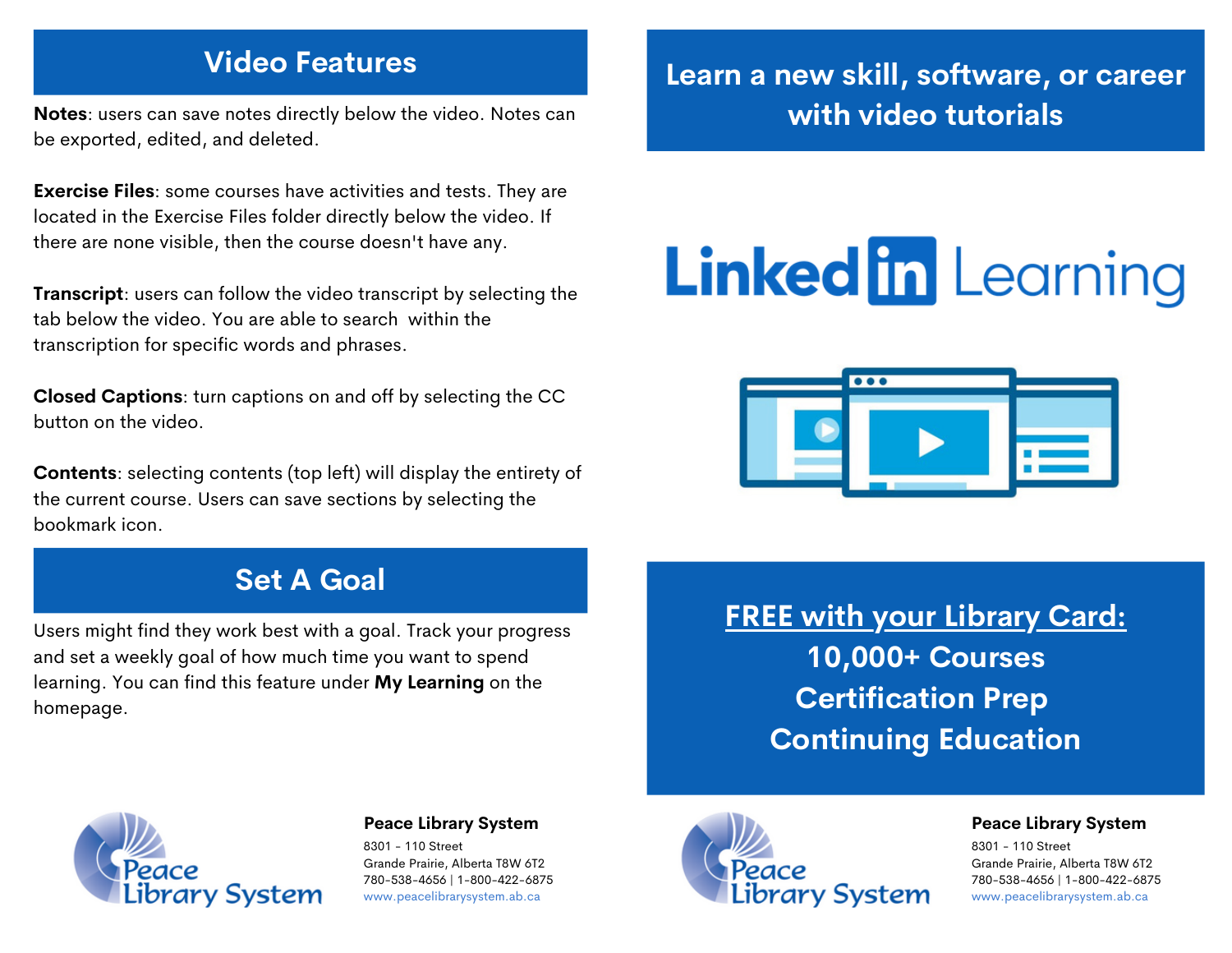## Video Features

**Notes**: users can save notes directly below the video. Notes can be exported, edited, and deleted.

**Exercise Files**: some courses have activities and tests. They are located in the Exercise Files folder directly below the video. If there are none visible, then the course doesn't have any.

**Transcript**: users can follow the video transcript by selecting the tab below the video. You are able to search within the transcription for specific words and phrases.

**Closed Captions**: turn captions on and off by selecting the CC button on the video.

**Contents**: selecting contents (top left) will display the entirety of the current course. Users can save sections by selecting the bookmark icon.

## Set A Goal

Users might find they work best with a goal. Track your progress and set a weekly goal of how much time you want to spend learning. You can find this feature under **My Learning** on the homepage.

**Peace Library System**
8301 - 110 Street
Grande Prairie, Alberta T8W 6T2
780-538-4656 | 1-800-422-6875
www.peacelibrarysystem.ab.ca

## Learn a new skill, software, or career with video tutorials

# LinkedIn Learning

**FREE with your Library Card:**

**10,000+ Courses**
**Certification Prep**
**Continuing Education**

**Peace Library System**
8301 - 110 Street
Grande Prairie, Alberta T8W 6T2
780-538-4656 | 1-800-422-6875
www.peacelibrarysystem.ab.ca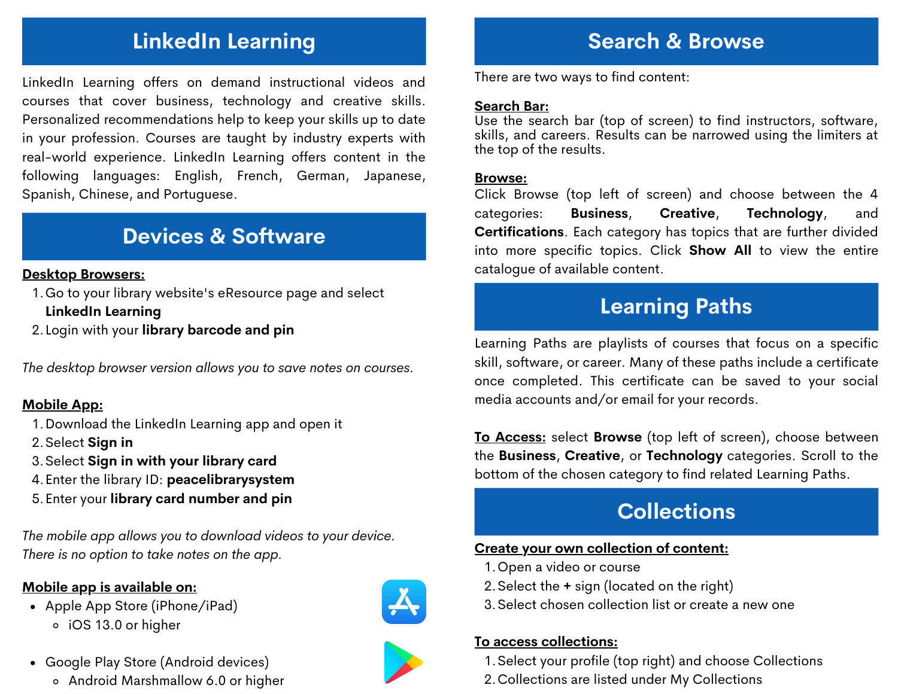## LinkedIn Learning

LinkedIn Learning offers on demand instructional videos and courses that cover business, technology and creative skills. Personalized recommendations help to keep your skills up to date in your profession. Courses are taught by industry experts with real-world experience. LinkedIn Learning offers content in the following languages: English, French, German, Japanese, Spanish, Chinese, and Portuguese.

## Devices & Software

**Desktop Browsers:**

1. Go to your library website's eResource page and select **LinkedIn Learning**
2. Login with your **library barcode and pin**

*The desktop browser version allows you to save notes on courses.*

**Mobile App:**

1. Download the LinkedIn Learning app and open it
2. Select **Sign in**
3. Select **Sign in with your library card**
4. Enter the library ID: **peacelibrarysystem**
5. Enter your **library card number and pin**

*The mobile app allows you to download videos to your device. There is no option to take notes on the app.*

**Mobile app is available on:**

- Apple App Store (iPhone/iPad)
  - iOS 13.0 or higher
- Google Play Store (Android devices)
  - Android Marshmallow 6.0 or higher

## Search & Browse

There are two ways to find content:

**Search Bar:**
Use the search bar (top of screen) to find instructors, software, skills, and careers. Results can be narrowed using the limiters at the top of the results.

**Browse:**
Click Browse (top left of screen) and choose between the 4 categories: **Business**, **Creative**, **Technology**, and **Certifications**. Each category has topics that are further divided into more specific topics. Click **Show All** to view the entire catalogue of available content.

## Learning Paths

Learning Paths are playlists of courses that focus on a specific skill, software, or career. Many of these paths include a certificate once completed. This certificate can be saved to your social media accounts and/or email for your records.

**To Access:** select **Browse** (top left of screen), choose between the **Business**, **Creative**, or **Technology** categories. Scroll to the bottom of the chosen category to find related Learning Paths.

## Collections

**Create your own collection of content:**

1. Open a video or course
2. Select the **+** sign (located on the right)
3. Select chosen collection list or create a new one

**To access collections:**

1. Select your profile (top right) and choose Collections
2. Collections are listed under My Collections